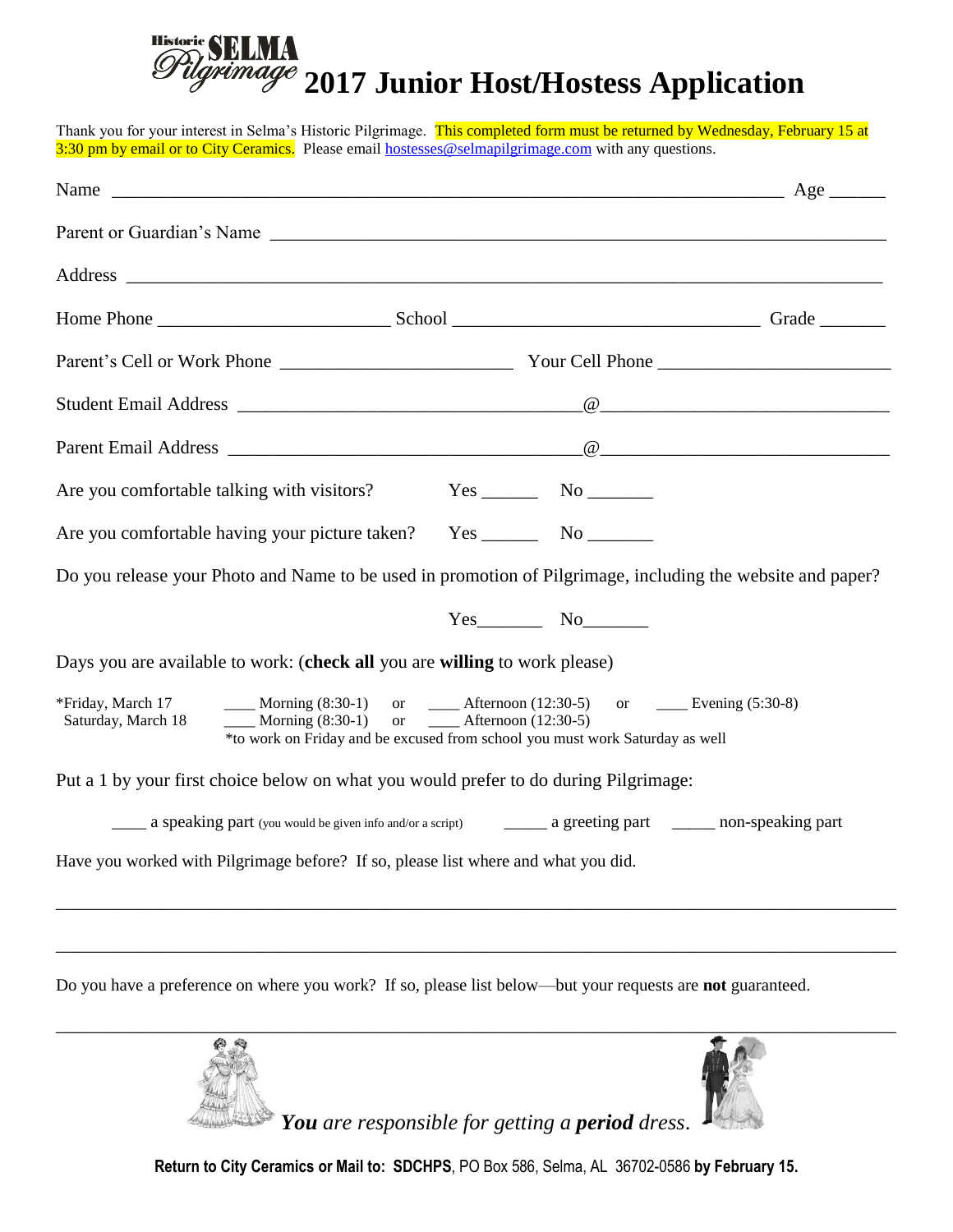# Historic SELMA Pilgrimage 2017 Junior Host/Hostess Application

Thank you for your interest in Selma's Historic Pilgrimage. This completed form must be returned by Wednesday, February 15 at 3:30 pm by email or to City Ceramics. Please email hostesses@selmapilgrimage.com with any questions.

Name ______________________________________________________________________ Age ______

Parent or Guardian's Name ______________________________________________________________

Address ___________________________________________________________________________

Home Phone ________________________ School ________________________________ Grade _______

Parent's Cell or Work Phone ________________________ Your Cell Phone ________________________

Student Email Address ___________________________________@____________________________

Parent Email Address ____________________________________@____________________________

Are you comfortable talking with visitors? Yes ______ No _______

Are you comfortable having your picture taken? Yes ______ No _______

Do you release your Photo and Name to be used in promotion of Pilgrimage, including the website and paper?

Yes_______ No_______

Days you are available to work: (**check all** you are **willing** to work please)

*Friday, March 17 ____ Morning (8:30-1) or ____ Afternoon (12:30-5) or ____ Evening (5:30-8)
Saturday, March 18 ____ Morning (8:30-1) or ____ Afternoon (12:30-5)

*to work on Friday and be excused from school you must work Saturday as well

Put a 1 by your first choice below on what you would prefer to do during Pilgrimage:

____ a speaking part (you would be given info and/or a script) _____ a greeting part _____ non-speaking part

Have you worked with Pilgrimage before? If so, please list where and what you did.

_____________________________________________________________________________________

_____________________________________________________________________________________

Do you have a preference on where you work? If so, please list below—but your requests are **not** guaranteed.

_____________________________________________________________________________________

***You** are responsible for getting a **period** dress.*

**Return to City Ceramics or Mail to: SDCHPS**, PO Box 586, Selma, AL 36702-0586 **by February 15.**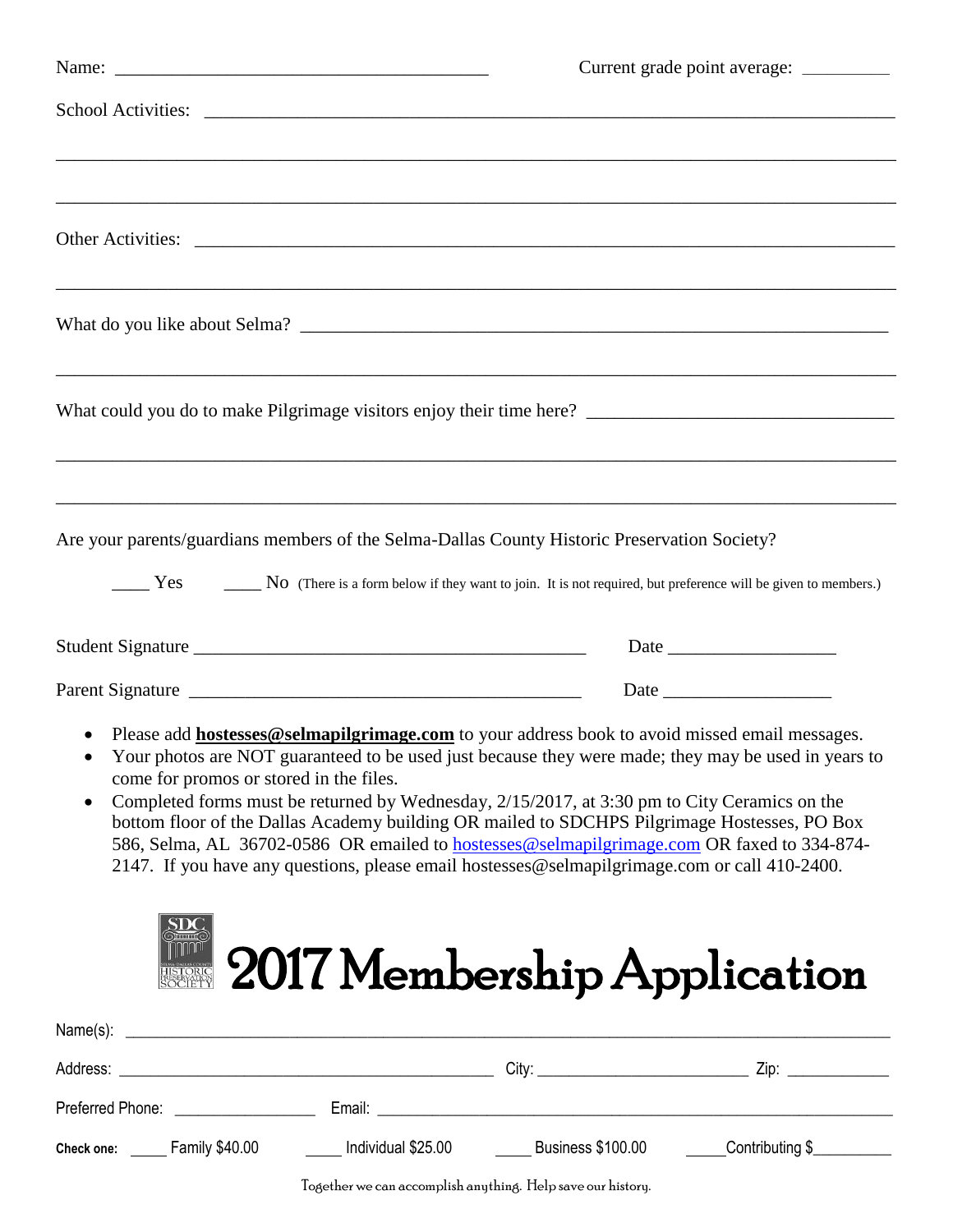Name: ________________________________________ Current grade point average: _________

School Activities: ____________________________________________________________________

______________________________________________________________________________________

______________________________________________________________________________________

Other Activities: _____________________________________________________________________

______________________________________________________________________________________

What do you like about Selma? _________________________________________________________

______________________________________________________________________________________

What could you do to make Pilgrimage visitors enjoy their time here? ______________________________

______________________________________________________________________________________

______________________________________________________________________________________

Are your parents/guardians members of the Selma-Dallas County Historic Preservation Society?

____ Yes ____ No (There is a form below if they want to join. It is not required, but preference will be given to members.)

Student Signature ___________________________________________ Date __________________

Parent Signature ___________________________________________ Date __________________

- Please add **hostesses@selmapilgrimage.com** to your address book to avoid missed email messages.
- Your photos are NOT guaranteed to be used just because they were made; they may be used in years to come for promos or stored in the files.
- Completed forms must be returned by Wednesday, 2/15/2017, at 3:30 pm to City Ceramics on the bottom floor of the Dallas Academy building OR mailed to SDCHPS Pilgrimage Hostesses, PO Box 586, Selma, AL 36702-0586 OR emailed to hostesses@selmapilgrimage.com OR faxed to 334-874-2147. If you have any questions, please email hostesses@selmapilgrimage.com or call 410-2400.

SDC SELMA-DALLAS COUNTY HISTORIC PRESERVATION SOCIETY

# 2017 Membership Application

Name(s): ____________________________________________________________________________

Address: ______________________________________ City: _______________________ Zip: ____________

Preferred Phone: ________________ Email: ____________________________________________________

**Check one:** _____ Family $40.00 _____ Individual $25.00 _____ Business $100.00 _____Contributing $__________

Together we can accomplish anything. Help save our history.